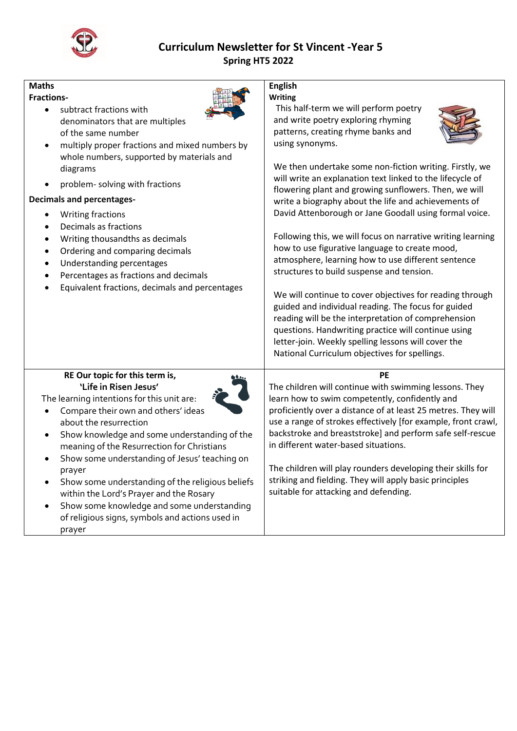# Curriculum Newsletter for St Vincent -Year 5

## Spring HT5 2022

### Maths

**Fractions-**

- subtract fractions with denominators that are multiples of the same number
- multiply proper fractions and mixed numbers by whole numbers, supported by materials and diagrams
- problem- solving with fractions

**Decimals and percentages-**

- Writing fractions
- Decimals as fractions
- Writing thousandths as decimals
- Ordering and comparing decimals
- Understanding percentages
- Percentages as fractions and decimals
- Equivalent fractions, decimals and percentages

### English

**Writing**

This half-term we will perform poetry and write poetry exploring rhyming patterns, creating rhyme banks and using synonyms.

We then undertake some non-fiction writing. Firstly, we will write an explanation text linked to the lifecycle of flowering plant and growing sunflowers. Then, we will write a biography about the life and achievements of David Attenborough or Jane Goodall using formal voice.

Following this, we will focus on narrative writing learning how to use figurative language to create mood, atmosphere, learning how to use different sentence structures to build suspense and tension.

We will continue to cover objectives for reading through guided and individual reading. The focus for guided reading will be the interpretation of comprehension questions. Handwriting practice will continue using letter-join. Weekly spelling lessons will cover the National Curriculum objectives for spellings.

### RE Our topic for this term is, 'Life in Risen Jesus'

The learning intentions for this unit are:

- Compare their own and others' ideas about the resurrection
- Show knowledge and some understanding of the meaning of the Resurrection for Christians
- Show some understanding of Jesus' teaching on prayer
- Show some understanding of the religious beliefs within the Lord's Prayer and the Rosary
- Show some knowledge and some understanding of religious signs, symbols and actions used in prayer

### PE

The children will continue with swimming lessons. They learn how to swim competently, confidently and proficiently over a distance of at least 25 metres. They will use a range of strokes effectively [for example, front crawl, backstroke and breaststroke] and perform safe self-rescue in different water-based situations.

The children will play rounders developing their skills for striking and fielding. They will apply basic principles suitable for attacking and defending.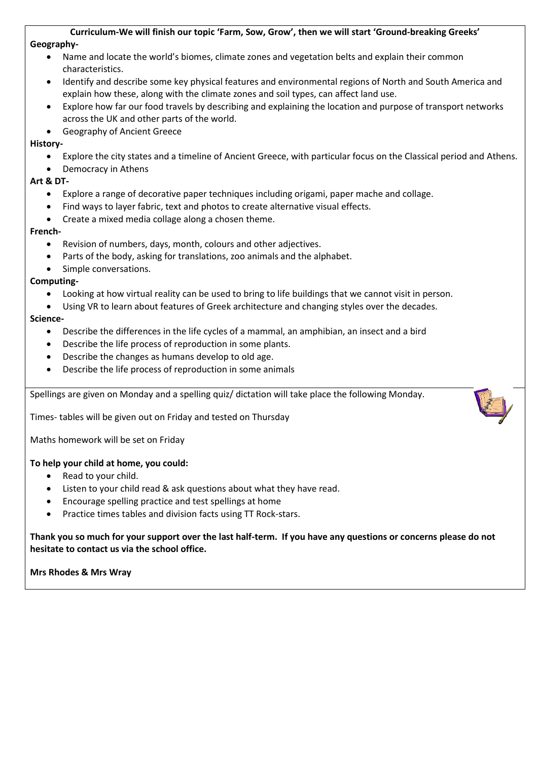**Curriculum-We will finish our topic 'Farm, Sow, Grow', then we will start 'Ground-breaking Greeks'**

**Geography-**

- Name and locate the world's biomes, climate zones and vegetation belts and explain their common characteristics.
- Identify and describe some key physical features and environmental regions of North and South America and explain how these, along with the climate zones and soil types, can affect land use.
- Explore how far our food travels by describing and explaining the location and purpose of transport networks across the UK and other parts of the world.
- Geography of Ancient Greece

**History-**

- Explore the city states and a timeline of Ancient Greece, with particular focus on the Classical period and Athens.
- Democracy in Athens

**Art & DT-**

- Explore a range of decorative paper techniques including origami, paper mache and collage.
- Find ways to layer fabric, text and photos to create alternative visual effects.
- Create a mixed media collage along a chosen theme.

**French-**

- Revision of numbers, days, month, colours and other adjectives.
- Parts of the body, asking for translations, zoo animals and the alphabet.
- Simple conversations.

**Computing-**

- Looking at how virtual reality can be used to bring to life buildings that we cannot visit in person.
- Using VR to learn about features of Greek architecture and changing styles over the decades.

**Science-**

- Describe the differences in the life cycles of a mammal, an amphibian, an insect and a bird
- Describe the life process of reproduction in some plants.
- Describe the changes as humans develop to old age.
- Describe the life process of reproduction in some animals

Spellings are given on Monday and a spelling quiz/ dictation will take place the following Monday.

Times- tables will be given out on Friday and tested on Thursday

Maths homework will be set on Friday

**To help your child at home, you could:**

- Read to your child.
- Listen to your child read & ask questions about what they have read.
- Encourage spelling practice and test spellings at home
- Practice times tables and division facts using TT Rock-stars.

**Thank you so much for your support over the last half-term. If you have any questions or concerns please do not hesitate to contact us via the school office.**

**Mrs Rhodes & Mrs Wray**